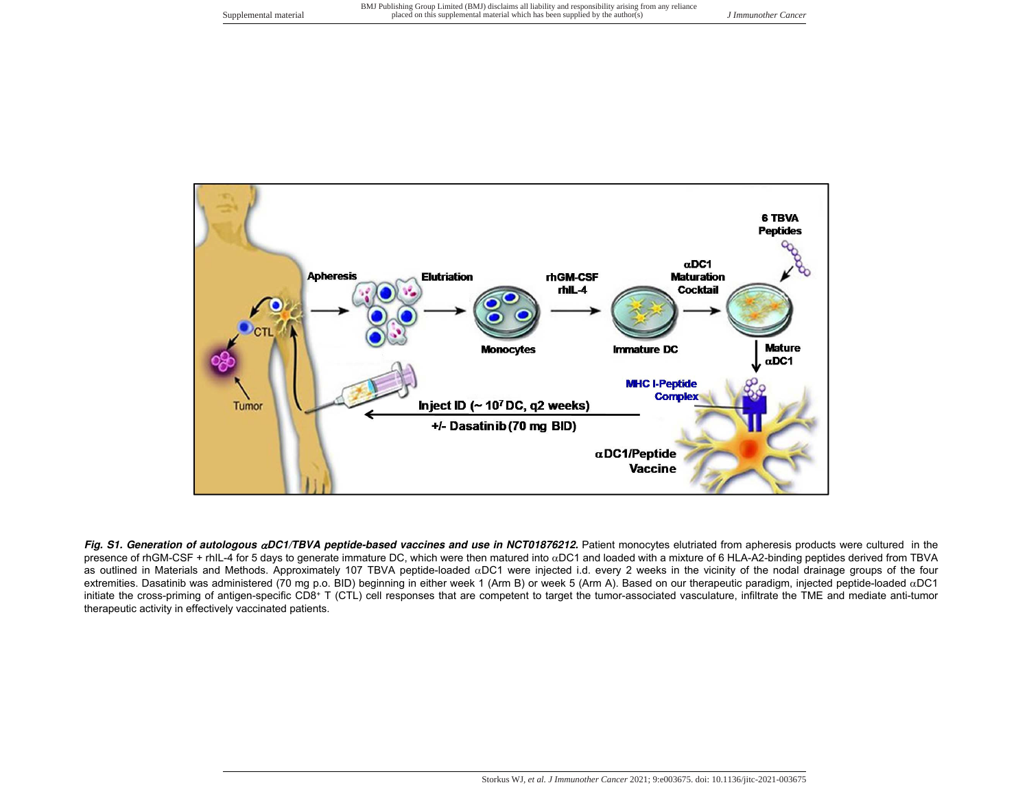***Fig. S1. Generation of autologous αDC1/TBVA peptide-based vaccines and use in NCT01876212.*** Patient monocytes elutriated from apheresis products were cultured in the presence of rhGM-CSF + rhIL-4 for 5 days to generate immature DC, which were then matured into αDC1 and loaded with a mixture of 6 HLA-A2-binding peptides derived from TBVA as outlined in Materials and Methods. Approximately 107 TBVA peptide-loaded αDC1 were injected i.d. every 2 weeks in the vicinity of the nodal drainage groups of the four extremities. Dasatinib was administered (70 mg p.o. BID) beginning in either week 1 (Arm B) or week 5 (Arm A). Based on our therapeutic paradigm, injected peptide-loaded αDC1 initiate the cross-priming of antigen-specific $CD8^+$ T (CTL) cell responses that are competent to target the tumor-associated vasculature, infiltrate the TME and mediate anti-tumor therapeutic activity in effectively vaccinated patients.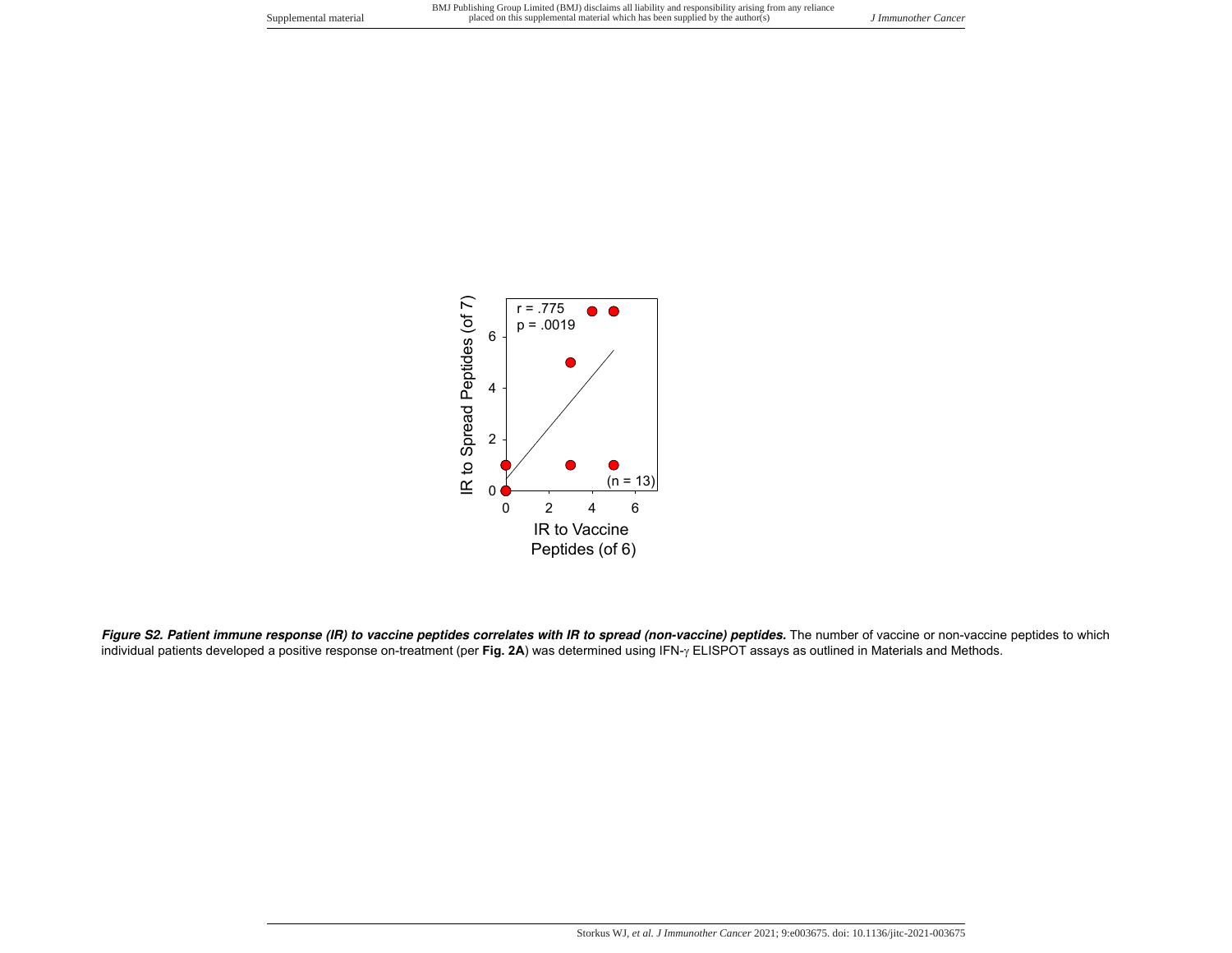r = .775
p = .0019

(n = 13)

IR to Spread Peptides (of 7)

IR to Vaccine Peptides (of 6)

***Figure S2. Patient immune response (IR) to vaccine peptides correlates with IR to spread (non-vaccine) peptides.*** The number of vaccine or non-vaccine peptides to which individual patients developed a positive response on-treatment (per **Fig. 2A**) was determined using IFN-$\gamma$ ELISPOT assays as outlined in Materials and Methods.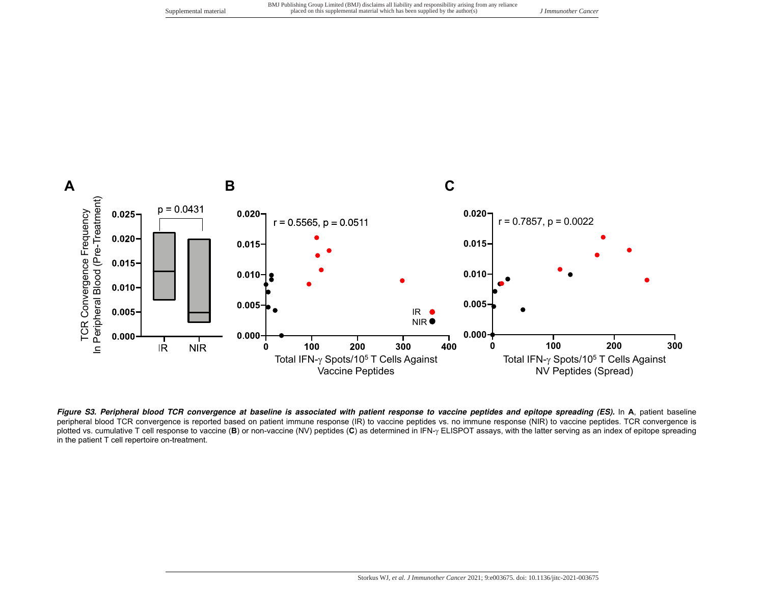**A**

p = 0.0431

TCR Convergence Frequency In Peripheral Blood (Pre-Treatment)

IR NIR

**B**

r = 0.5565, p = 0.0511

IR
NIR

Total IFN-γ Spots/$10^5$ T Cells Against Vaccine Peptides

**C**

r = 0.7857, p = 0.0022

Total IFN-γ Spots/$10^5$ T Cells Against NV Peptides (Spread)

***Figure S3. Peripheral blood TCR convergence at baseline is associated with patient response to vaccine peptides and epitope spreading (ES).*** In **A**, patient baseline peripheral blood TCR convergence is reported based on patient immune response (IR) to vaccine peptides vs. no immune response (NIR) to vaccine peptides. TCR convergence is plotted vs. cumulative T cell response to vaccine (**B**) or non-vaccine (NV) peptides (**C**) as determined in IFN-γ ELISPOT assays, with the latter serving as an index of epitope spreading in the patient T cell repertoire on-treatment.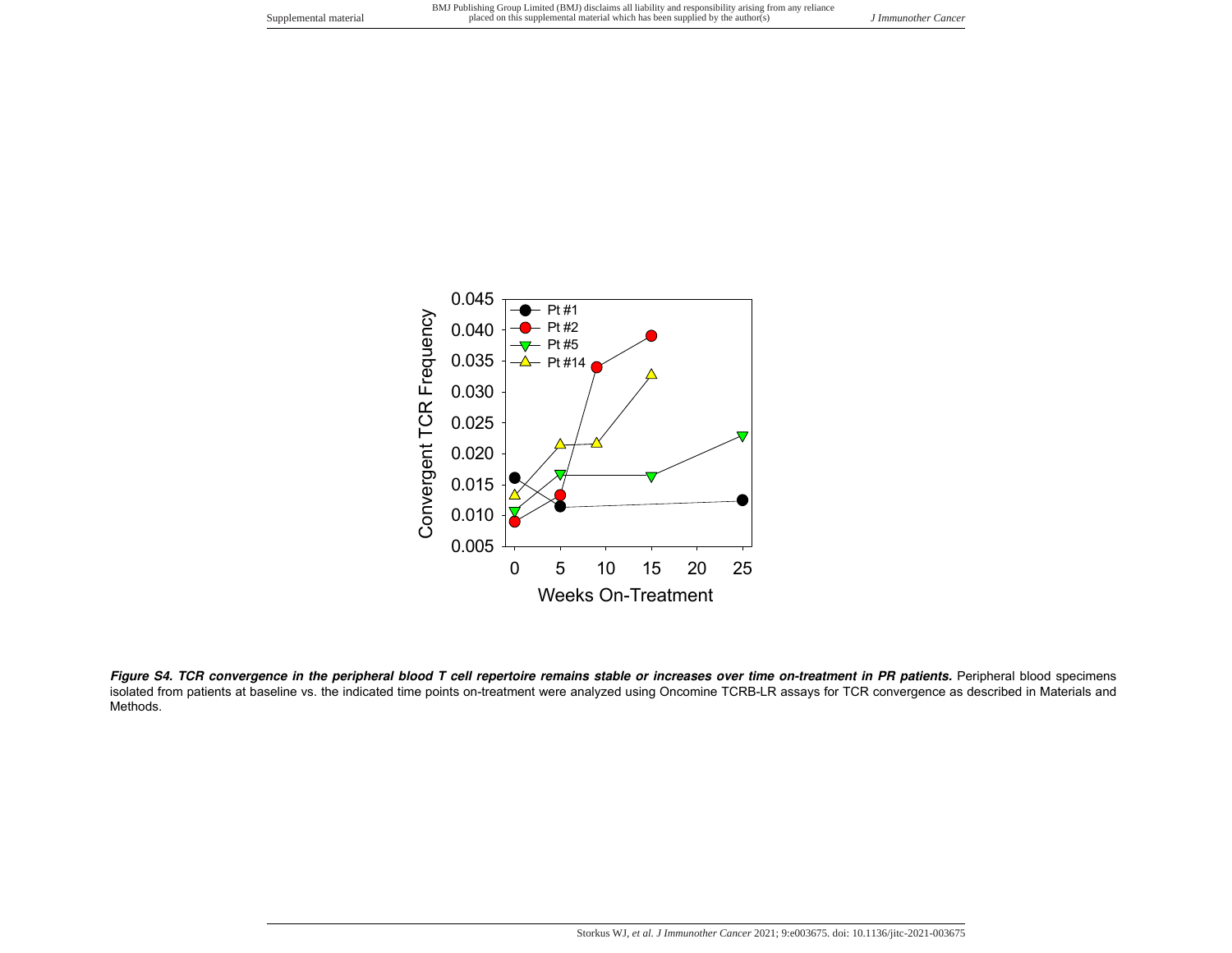***Figure S4. TCR convergence in the peripheral blood T cell repertoire remains stable or increases over time on-treatment in PR patients.*** Peripheral blood specimens isolated from patients at baseline vs. the indicated time points on-treatment were analyzed using Oncomine TCRB-LR assays for TCR convergence as described in Materials and Methods.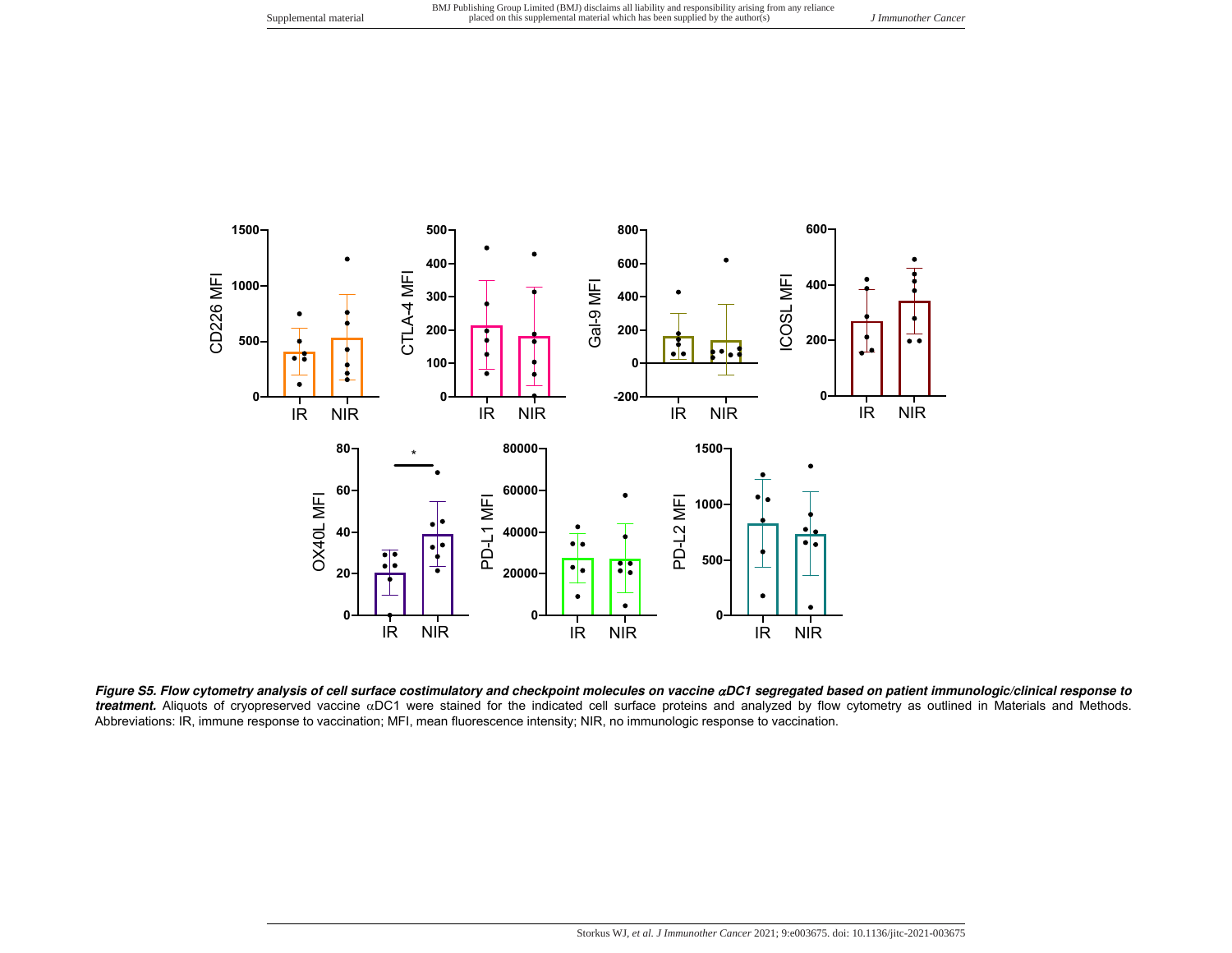***Figure S5. Flow cytometry analysis of cell surface costimulatory and checkpoint molecules on vaccine αDC1 segregated based on patient immunologic/clinical response to treatment.*** Aliquots of cryopreserved vaccine αDC1 were stained for the indicated cell surface proteins and analyzed by flow cytometry as outlined in Materials and Methods. Abbreviations: IR, immune response to vaccination; MFI, mean fluorescence intensity; NIR, no immunologic response to vaccination.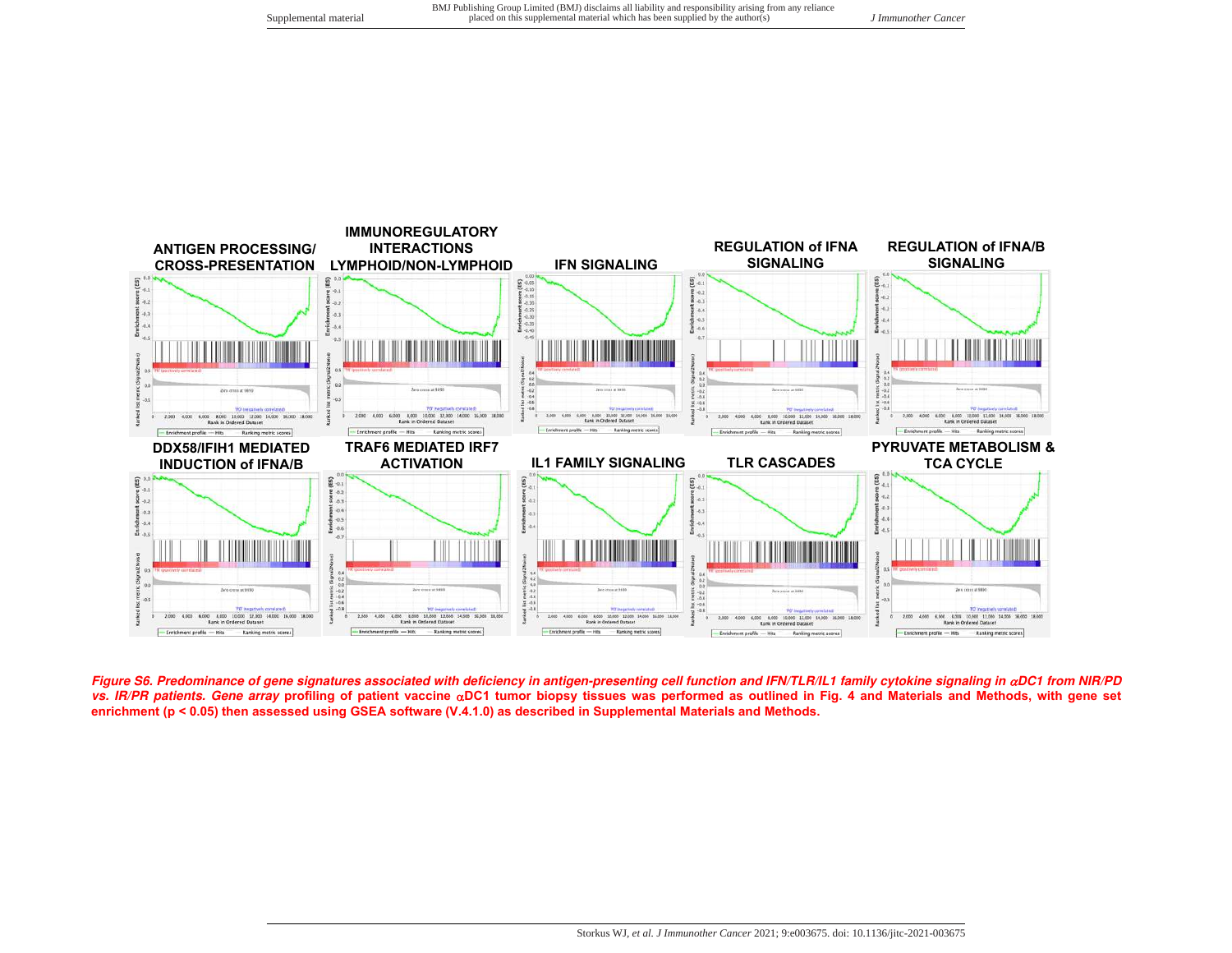**ANTIGEN PROCESSING/ CROSS-PRESENTATION**

**IMMUNOREGULATORY INTERACTIONS LYMPHOID/NON-LYMPHOID**

**IFN SIGNALING**

**REGULATION of IFNA SIGNALING**

**REGULATION of IFNA/B SIGNALING**

**DDX58/IFIH1 MEDIATED INDUCTION of IFNA/B**

**TRAF6 MEDIATED IRF7 ACTIVATION**

**IL1 FAMILY SIGNALING**

**TLR CASCADES**

**PYRUVATE METABOLISM & TCA CYCLE**

***Figure S6. Predominance of gene signatures associated with deficiency in antigen-presenting cell function and IFN/TLR/IL1 family cytokine signaling in αDC1 from NIR/PD vs. IR/PR patients. Gene array*** **profiling of patient vaccine αDC1 tumor biopsy tissues was performed as outlined in Fig. 4 and Materials and Methods, with gene set enrichment (p < 0.05) then assessed using GSEA software (V.4.1.0) as described in Supplemental Materials and Methods.**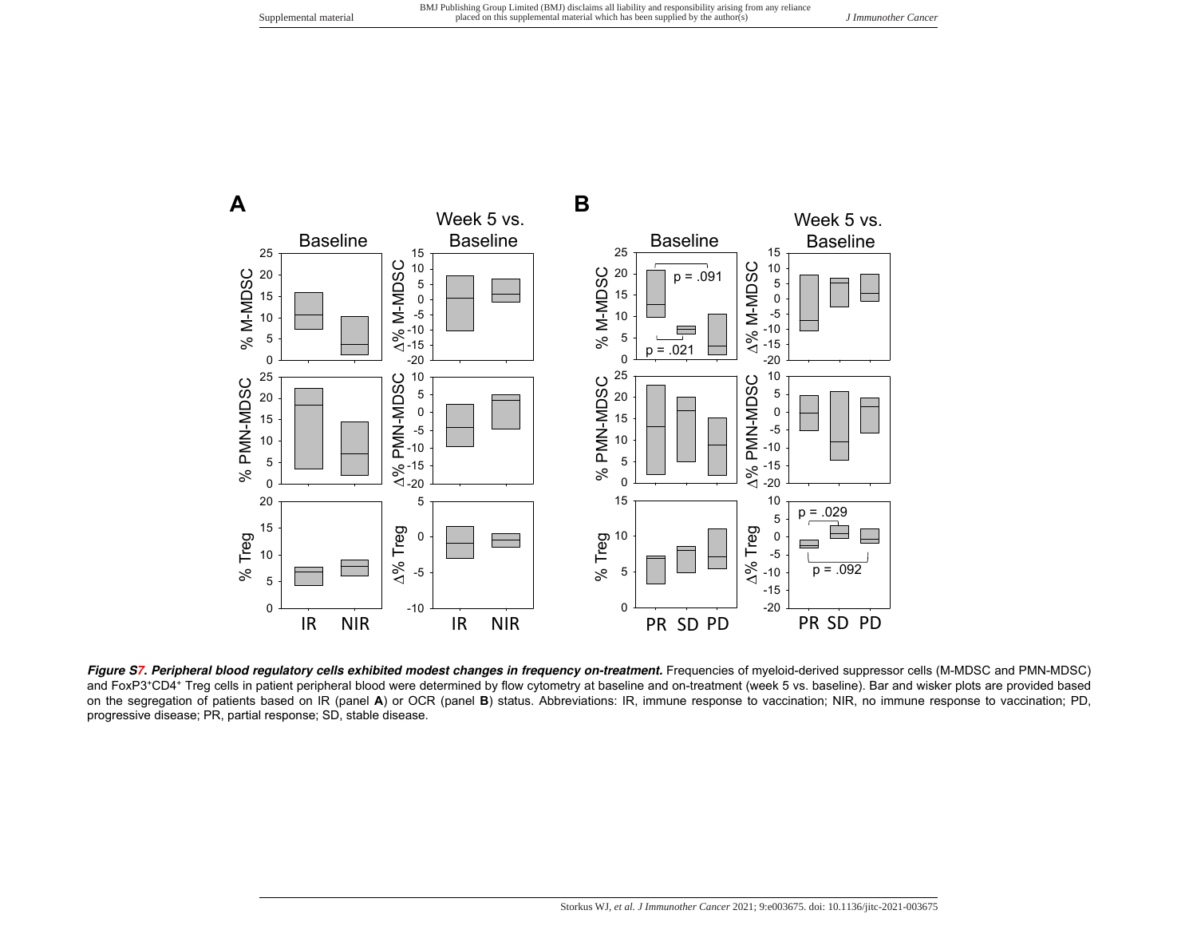***Figure S7. Peripheral blood regulatory cells exhibited modest changes in frequency on-treatment.*** Frequencies of myeloid-derived suppressor cells (M-MDSC and PMN-MDSC) and FoxP3$^{+}$CD4$^{+}$ Treg cells in patient peripheral blood were determined by flow cytometry at baseline and on-treatment (week 5 vs. baseline). Bar and wisker plots are provided based on the segregation of patients based on IR (panel **A**) or OCR (panel **B**) status. Abbreviations: IR, immune response to vaccination; NIR, no immune response to vaccination; PD, progressive disease; PR, partial response; SD, stable disease.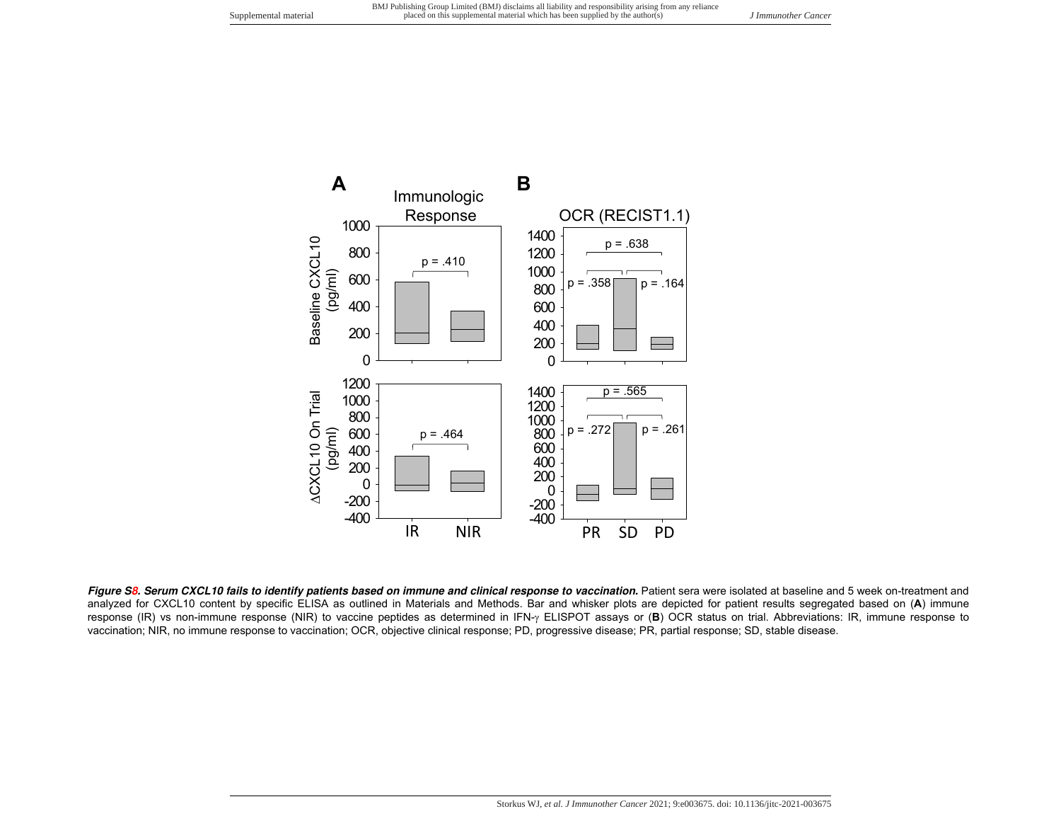***Figure S8. Serum CXCL10 fails to identify patients based on immune and clinical response to vaccination.*** Patient sera were isolated at baseline and 5 week on-treatment and analyzed for CXCL10 content by specific ELISA as outlined in Materials and Methods. Bar and whisker plots are depicted for patient results segregated based on (**A**) immune response (IR) vs non-immune response (NIR) to vaccine peptides as determined in IFN-$\gamma$ ELISPOT assays or (**B**) OCR status on trial. Abbreviations: IR, immune response to vaccination; NIR, no immune response to vaccination; OCR, objective clinical response; PD, progressive disease; PR, partial response; SD, stable disease.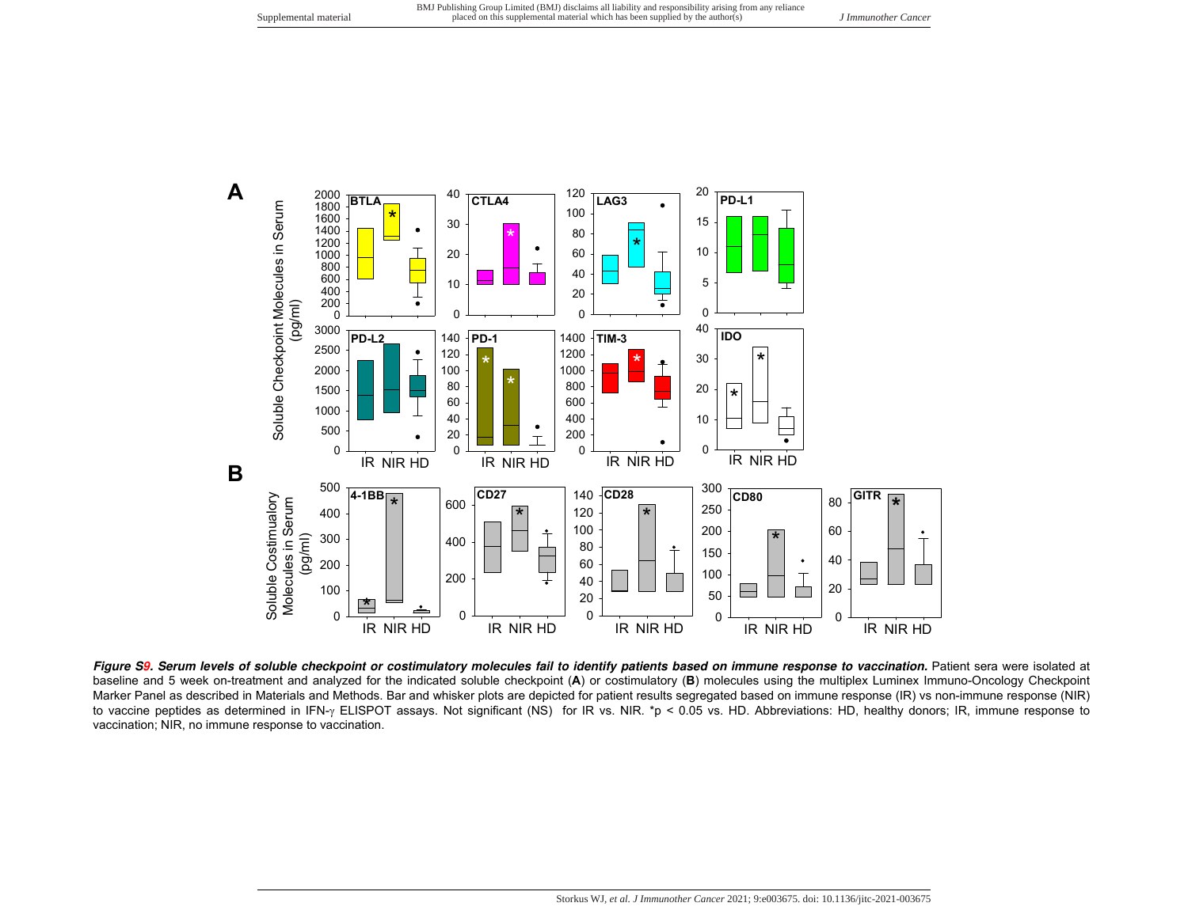***Figure S9. Serum levels of soluble checkpoint or costimulatory molecules fail to identify patients based on immune response to vaccination.*** Patient sera were isolated at baseline and 5 week on-treatment and analyzed for the indicated soluble checkpoint (**A**) or costimulatory (**B**) molecules using the multiplex Luminex Immuno-Oncology Checkpoint Marker Panel as described in Materials and Methods. Bar and whisker plots are depicted for patient results segregated based on immune response (IR) vs non-immune response (NIR) to vaccine peptides as determined in IFN-$\gamma$ ELISPOT assays. Not significant (NS) for IR vs. NIR. *p < 0.05 vs. HD. Abbreviations: HD, healthy donors; IR, immune response to vaccination; NIR, no immune response to vaccination.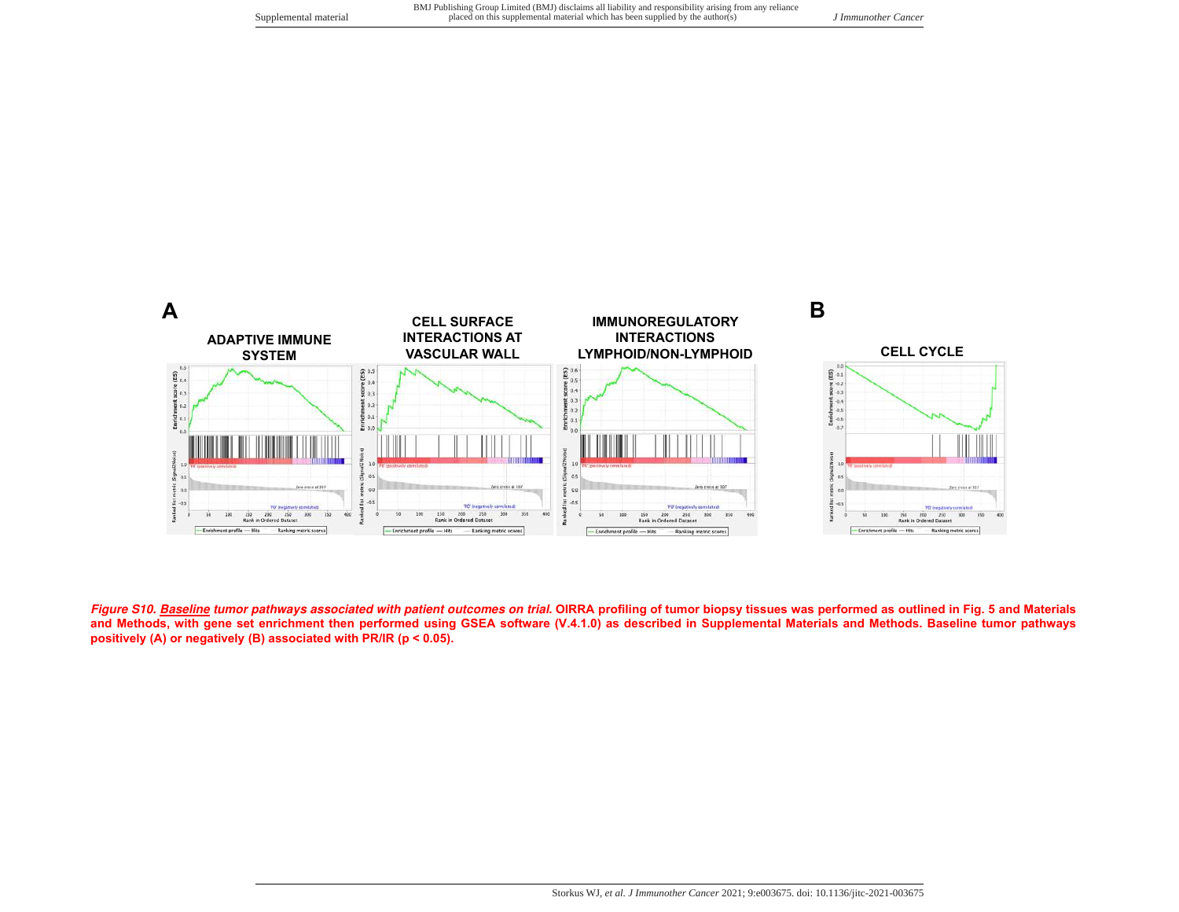**A**

**ADAPTIVE IMMUNE SYSTEM**

**CELL SURFACE INTERACTIONS AT VASCULAR WALL**

**IMMUNOREGULATORY INTERACTIONS LYMPHOID/NON-LYMPHOID**

**B**

**CELL CYCLE**

***Figure S10. Baseline tumor pathways associated with patient outcomes on trial.*** **OIRRA profiling of tumor biopsy tissues was performed as outlined in Fig. 5 and Materials and Methods, with gene set enrichment then performed using GSEA software (V.4.1.0) as described in Supplemental Materials and Methods. Baseline tumor pathways positively (A) or negatively (B) associated with PR/IR ($p < 0.05$).**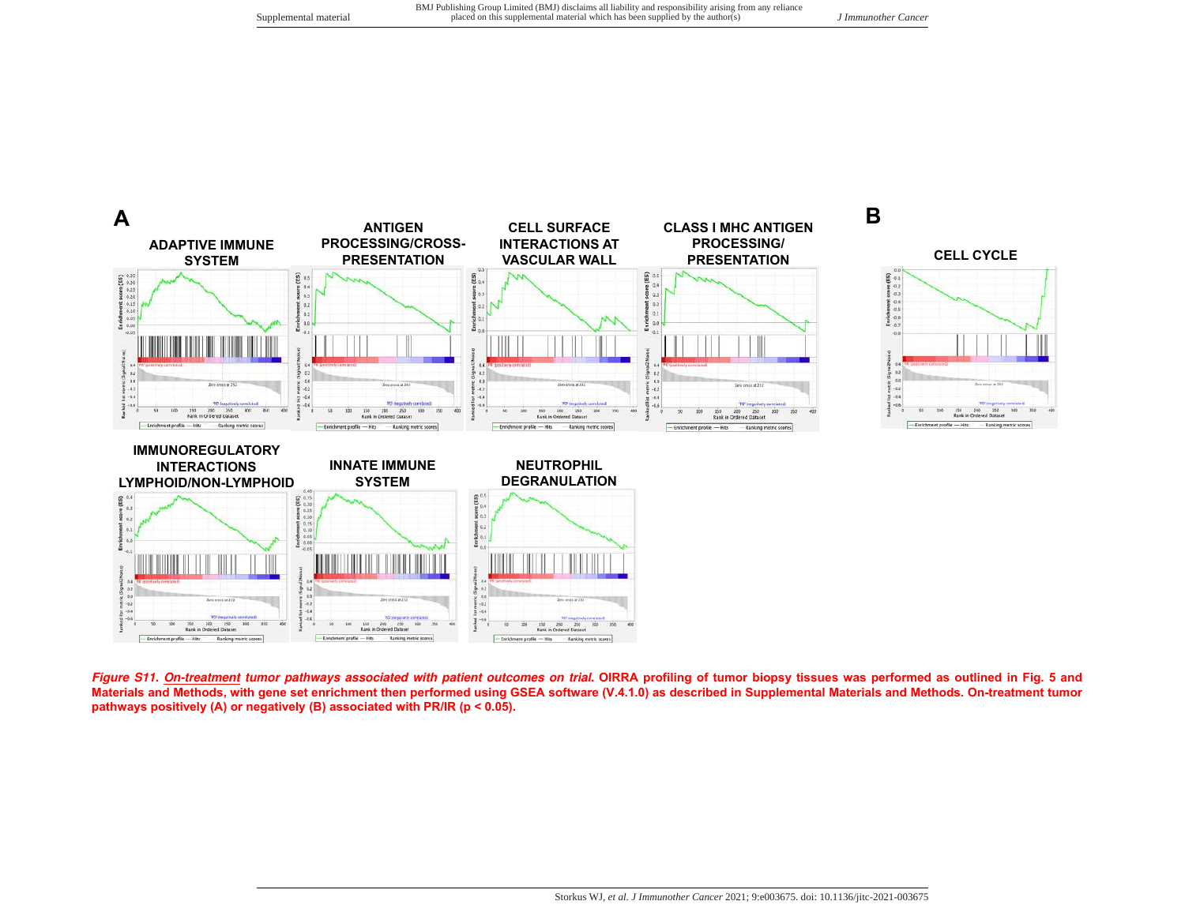**A**

ADAPTIVE IMMUNE SYSTEM

ANTIGEN PROCESSING/CROSS-PRESENTATION

CELL SURFACE INTERACTIONS AT VASCULAR WALL

CLASS I MHC ANTIGEN PROCESSING/ PRESENTATION

IMMUNOREGULATORY INTERACTIONS LYMPHOID/NON-LYMPHOID

INNATE IMMUNE SYSTEM

NEUTROPHIL DEGRANULATION

**B**

CELL CYCLE

***Figure S11. On-treatment tumor pathways associated with patient outcomes on trial.*** **OIRRA profiling of tumor biopsy tissues was performed as outlined in Fig. 5 and Materials and Methods, with gene set enrichment then performed using GSEA software (V.4.1.0) as described in Supplemental Materials and Methods. On-treatment tumor pathways positively (A) or negatively (B) associated with PR/IR ($p < 0.05$).**